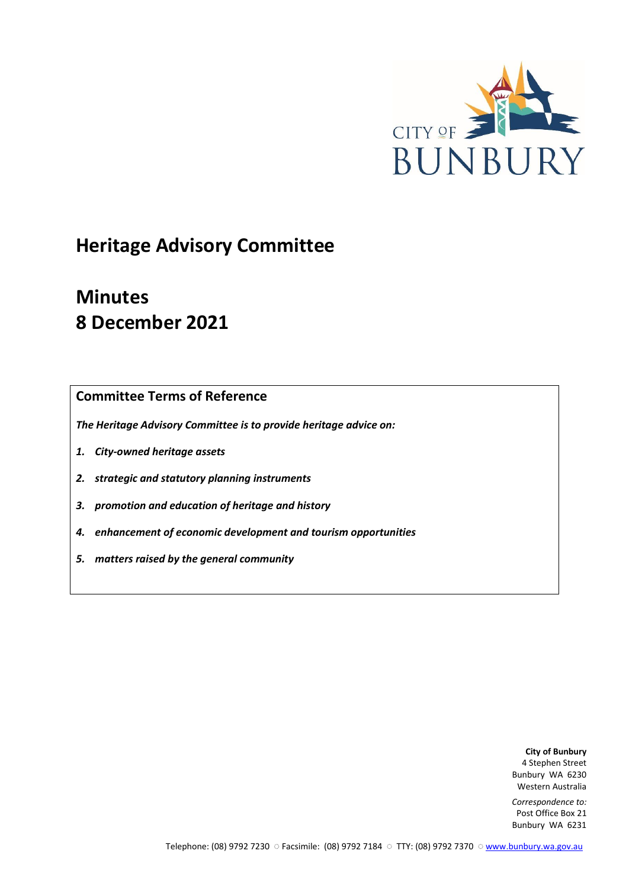CITY OF BUNBURY

# Heritage Advisory Committee

# Minutes
# 8 December 2021

## Committee Terms of Reference

***The Heritage Advisory Committee is to provide heritage advice on:***

1. ***City-owned heritage assets***
2. ***strategic and statutory planning instruments***
3. ***promotion and education of heritage and history***
4. ***enhancement of economic development and tourism opportunities***
5. ***matters raised by the general community***

**City of Bunbury**
4 Stephen Street
Bunbury WA 6230
Western Australia

*Correspondence to:*
Post Office Box 21
Bunbury WA 6231

Telephone: (08) 9792 7230 ○ Facsimile: (08) 9792 7184 ○ TTY: (08) 9792 7370 ○ www.bunbury.wa.gov.au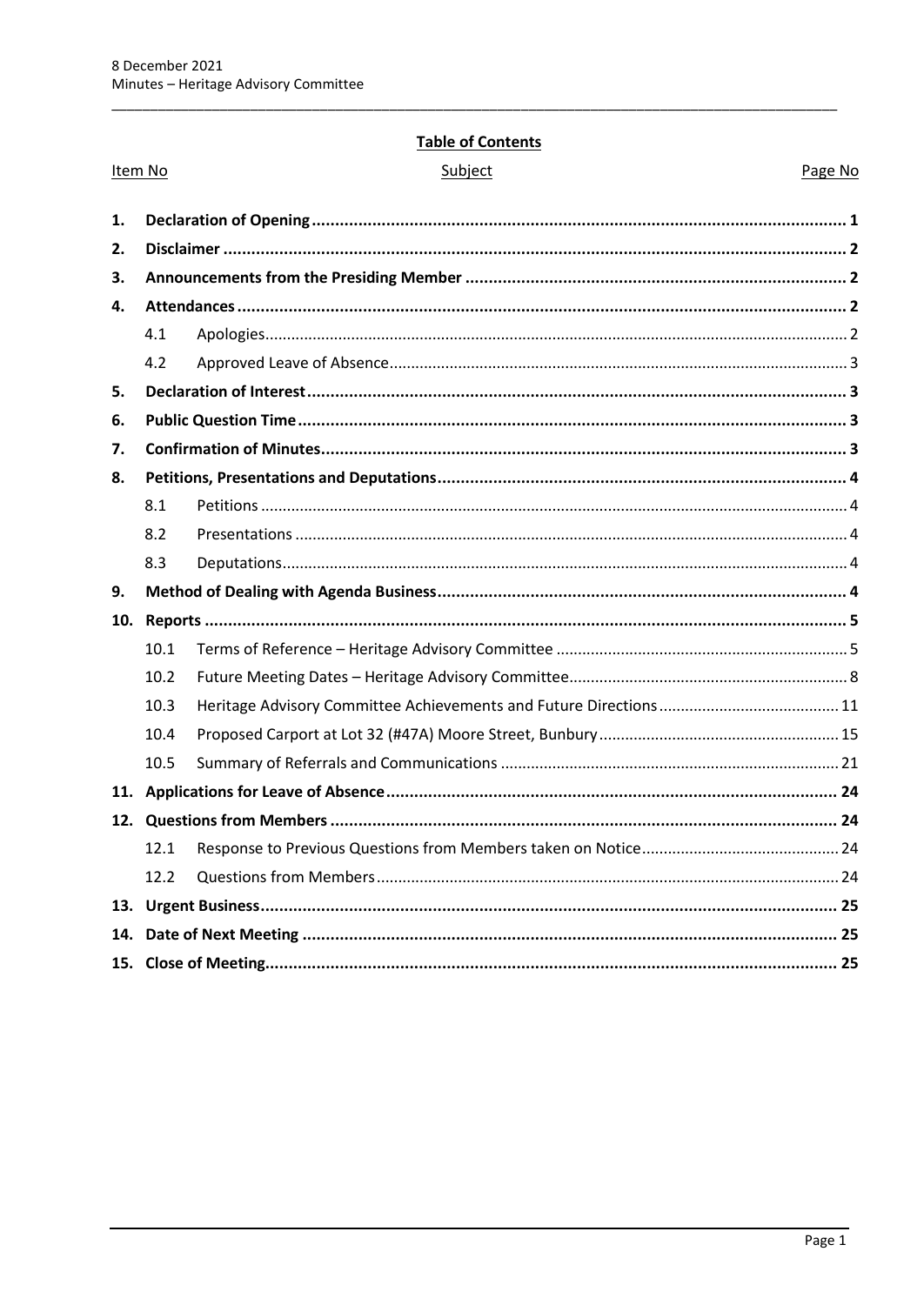## Table of Contents

| Item No | | Subject | Page No |
|---|---|---|---|
| **1.** | | **Declaration of Opening** | **1** |
| **2.** | | **Disclaimer** | **2** |
| **3.** | | **Announcements from the Presiding Member** | **2** |
| **4.** | | **Attendances** | **2** |
| | 4.1 | Apologies | 2 |
| | 4.2 | Approved Leave of Absence | 3 |
| **5.** | | **Declaration of Interest** | **3** |
| **6.** | | **Public Question Time** | **3** |
| **7.** | | **Confirmation of Minutes** | **3** |
| **8.** | | **Petitions, Presentations and Deputations** | **4** |
| | 8.1 | Petitions | 4 |
| | 8.2 | Presentations | 4 |
| | 8.3 | Deputations | 4 |
| **9.** | | **Method of Dealing with Agenda Business** | **4** |
| **10.** | | **Reports** | **5** |
| | 10.1 | Terms of Reference – Heritage Advisory Committee | 5 |
| | 10.2 | Future Meeting Dates – Heritage Advisory Committee | 8 |
| | 10.3 | Heritage Advisory Committee Achievements and Future Directions | 11 |
| | 10.4 | Proposed Carport at Lot 32 (#47A) Moore Street, Bunbury | 15 |
| | 10.5 | Summary of Referrals and Communications | 21 |
| **11.** | | **Applications for Leave of Absence** | **24** |
| **12.** | | **Questions from Members** | **24** |
| | 12.1 | Response to Previous Questions from Members taken on Notice | 24 |
| | 12.2 | Questions from Members | 24 |
| **13.** | | **Urgent Business** | **25** |
| **14.** | | **Date of Next Meeting** | **25** |
| **15.** | | **Close of Meeting** | **25** |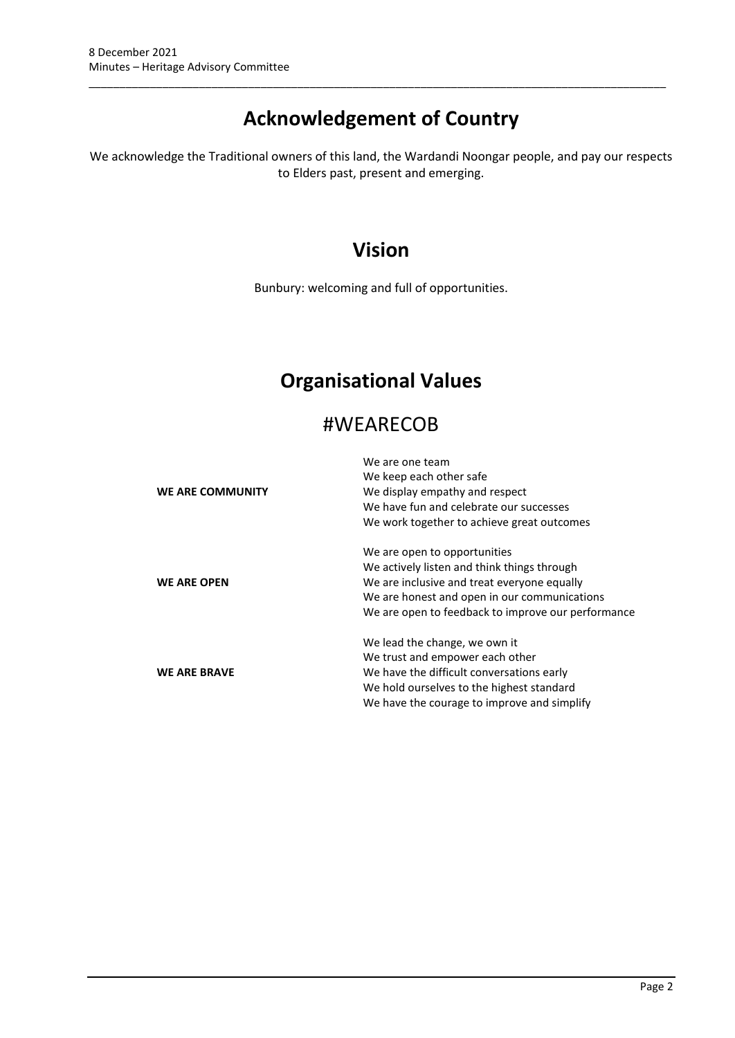# Acknowledgement of Country

We acknowledge the Traditional owners of this land, the Wardandi Noongar people, and pay our respects to Elders past, present and emerging.

# Vision

Bunbury: welcoming and full of opportunities.

# Organisational Values

## #WEARECOB

| | |
|---|---|
| **WE ARE COMMUNITY** | We are one team<br>We keep each other safe<br>We display empathy and respect<br>We have fun and celebrate our successes<br>We work together to achieve great outcomes |
| **WE ARE OPEN** | We are open to opportunities<br>We actively listen and think things through<br>We are inclusive and treat everyone equally<br>We are honest and open in our communications<br>We are open to feedback to improve our performance |
| **WE ARE BRAVE** | We lead the change, we own it<br>We trust and empower each other<br>We have the difficult conversations early<br>We hold ourselves to the highest standard<br>We have the courage to improve and simplify |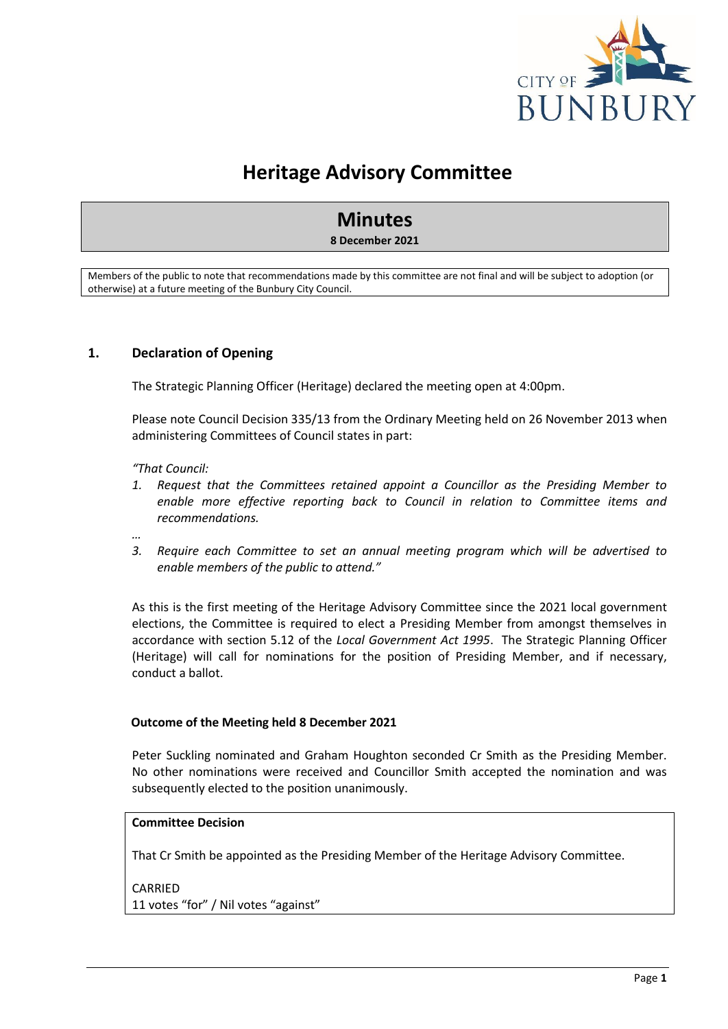# Heritage Advisory Committee

## Minutes

**8 December 2021**

Members of the public to note that recommendations made by this committee are not final and will be subject to adoption (or otherwise) at a future meeting of the Bunbury City Council.

## 1. Declaration of Opening

The Strategic Planning Officer (Heritage) declared the meeting open at 4:00pm.

Please note Council Decision 335/13 from the Ordinary Meeting held on 26 November 2013 when administering Committees of Council states in part:

*"That Council:*

1. *Request that the Committees retained appoint a Councillor as the Presiding Member to enable more effective reporting back to Council in relation to Committee items and recommendations.*

*…*

3. *Require each Committee to set an annual meeting program which will be advertised to enable members of the public to attend."*

As this is the first meeting of the Heritage Advisory Committee since the 2021 local government elections, the Committee is required to elect a Presiding Member from amongst themselves in accordance with section 5.12 of the *Local Government Act 1995*. The Strategic Planning Officer (Heritage) will call for nominations for the position of Presiding Member, and if necessary, conduct a ballot.

**Outcome of the Meeting held 8 December 2021**

Peter Suckling nominated and Graham Houghton seconded Cr Smith as the Presiding Member. No other nominations were received and Councillor Smith accepted the nomination and was subsequently elected to the position unanimously.

**Committee Decision**

That Cr Smith be appointed as the Presiding Member of the Heritage Advisory Committee.

CARRIED
11 votes "for" / Nil votes "against"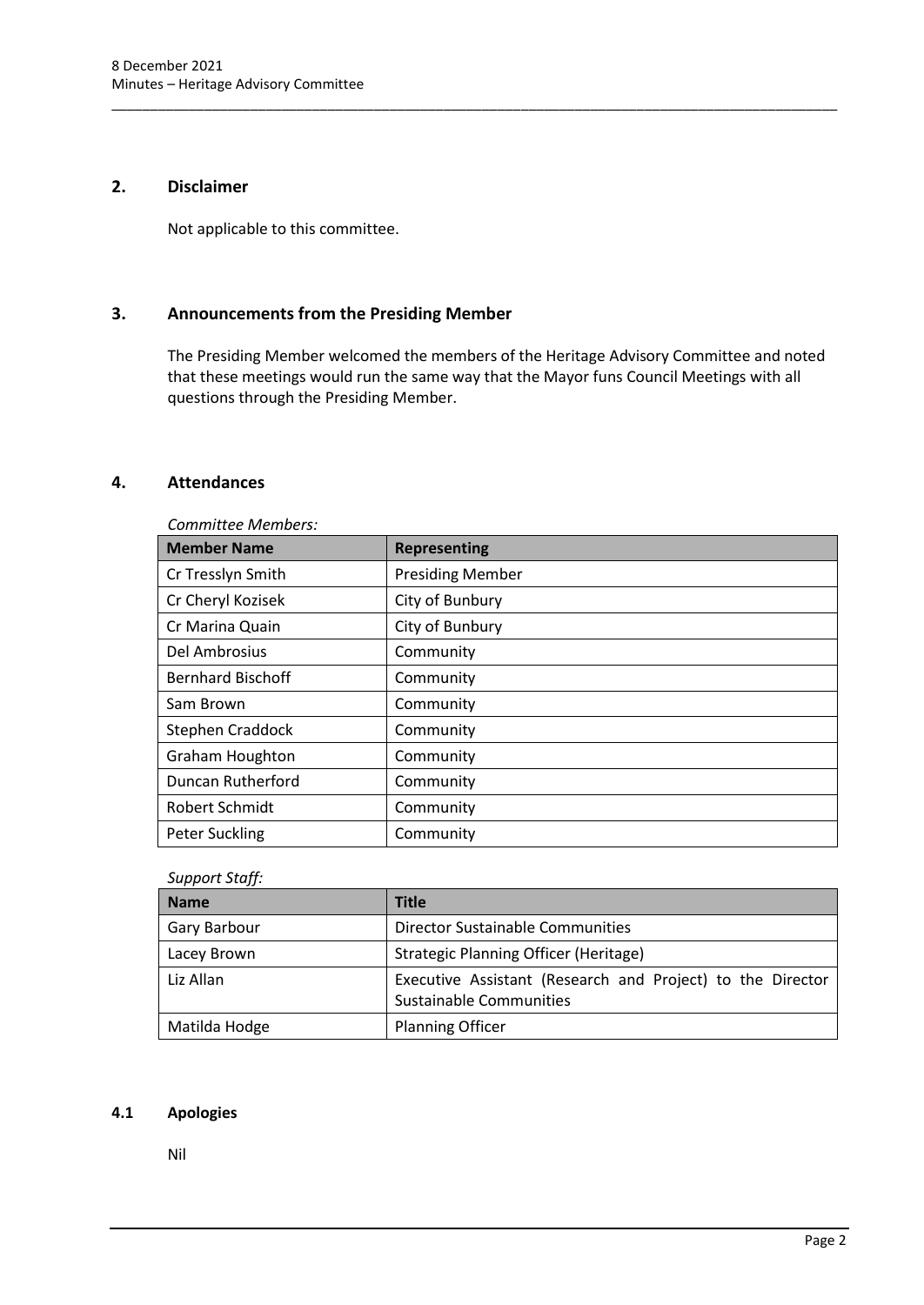## 2. Disclaimer

Not applicable to this committee.

## 3. Announcements from the Presiding Member

The Presiding Member welcomed the members of the Heritage Advisory Committee and noted that these meetings would run the same way that the Mayor funs Council Meetings with all questions through the Presiding Member.

## 4. Attendances

*Committee Members:*

| Member Name | Representing |
|---|---|
| Cr Tresslyn Smith | Presiding Member |
| Cr Cheryl Kozisek | City of Bunbury |
| Cr Marina Quain | City of Bunbury |
| Del Ambrosius | Community |
| Bernhard Bischoff | Community |
| Sam Brown | Community |
| Stephen Craddock | Community |
| Graham Houghton | Community |
| Duncan Rutherford | Community |
| Robert Schmidt | Community |
| Peter Suckling | Community |

*Support Staff:*

| Name | Title |
|---|---|
| Gary Barbour | Director Sustainable Communities |
| Lacey Brown | Strategic Planning Officer (Heritage) |
| Liz Allan | Executive Assistant (Research and Project) to the Director Sustainable Communities |
| Matilda Hodge | Planning Officer |

### 4.1 Apologies

Nil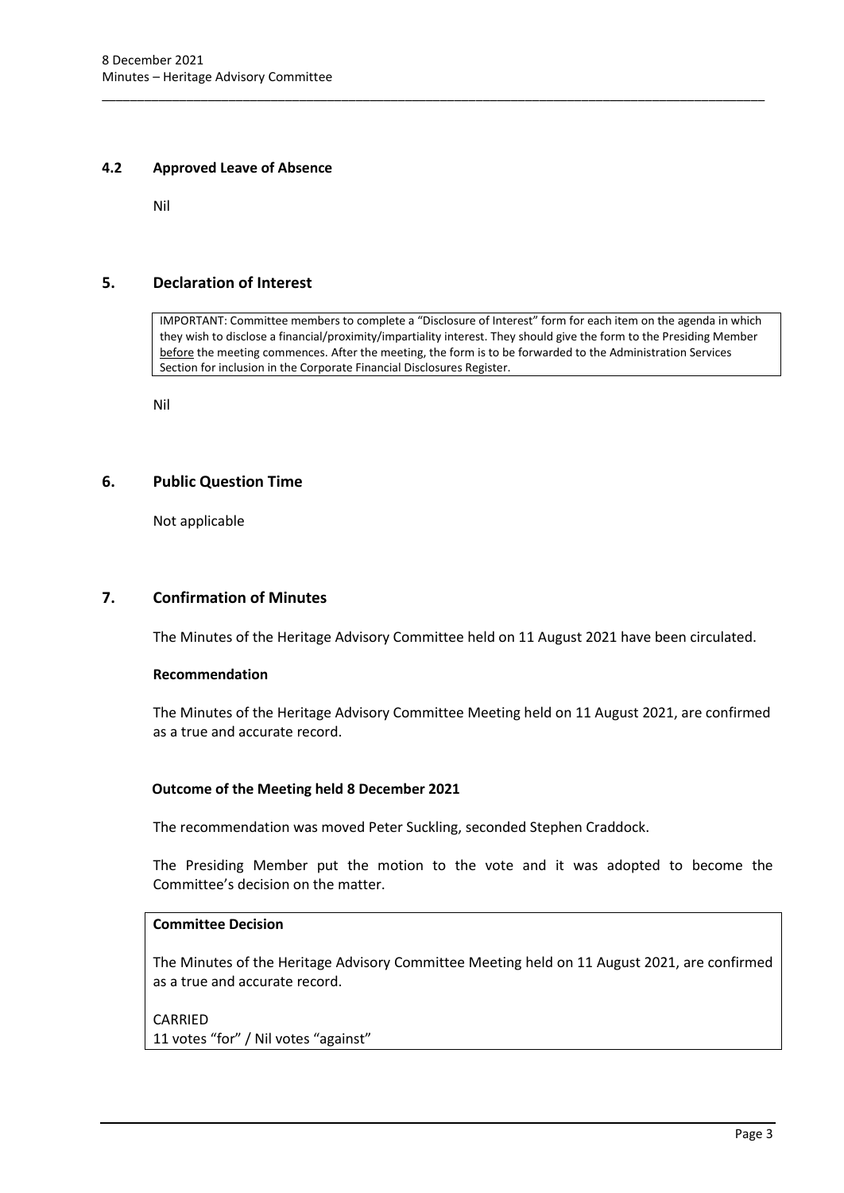### 4.2 Approved Leave of Absence

Nil

## 5. Declaration of Interest

> IMPORTANT: Committee members to complete a "Disclosure of Interest" form for each item on the agenda in which they wish to disclose a financial/proximity/impartiality interest. They should give the form to the Presiding Member before the meeting commences. After the meeting, the form is to be forwarded to the Administration Services Section for inclusion in the Corporate Financial Disclosures Register.

Nil

## 6. Public Question Time

Not applicable

## 7. Confirmation of Minutes

The Minutes of the Heritage Advisory Committee held on 11 August 2021 have been circulated.

**Recommendation**

The Minutes of the Heritage Advisory Committee Meeting held on 11 August 2021, are confirmed as a true and accurate record.

**Outcome of the Meeting held 8 December 2021**

The recommendation was moved Peter Suckling, seconded Stephen Craddock.

The Presiding Member put the motion to the vote and it was adopted to become the Committee's decision on the matter.

**Committee Decision**

The Minutes of the Heritage Advisory Committee Meeting held on 11 August 2021, are confirmed as a true and accurate record.

CARRIED
11 votes "for" / Nil votes "against"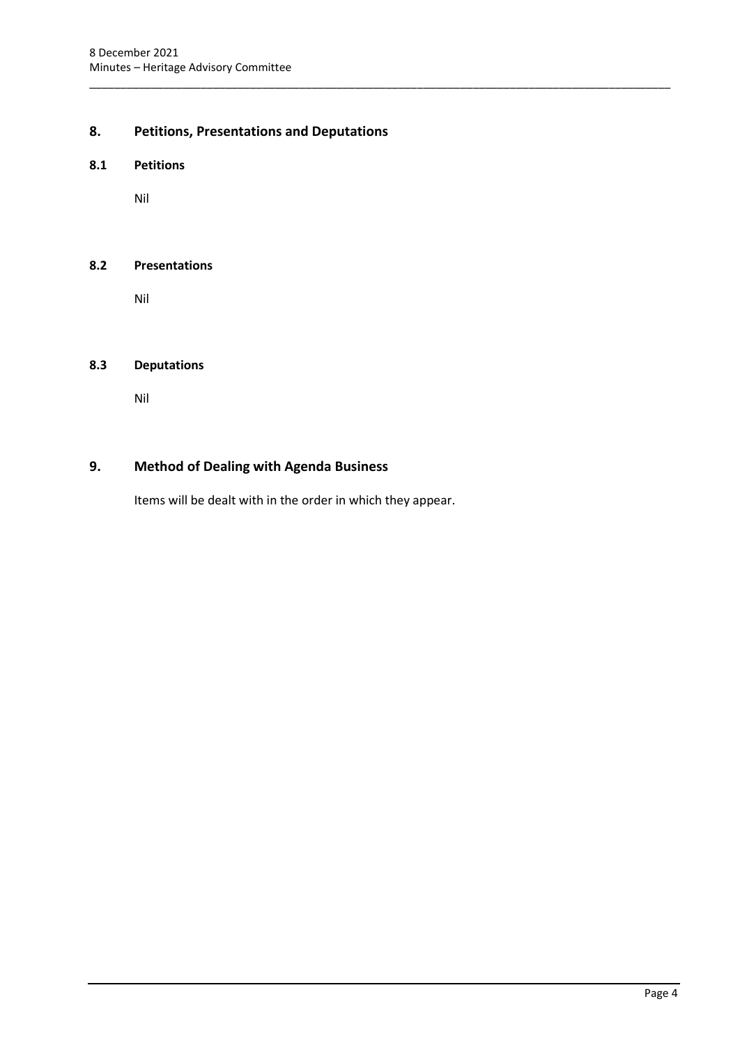## 8. Petitions, Presentations and Deputations

### 8.1 Petitions

Nil

### 8.2 Presentations

Nil

### 8.3 Deputations

Nil

## 9. Method of Dealing with Agenda Business

Items will be dealt with in the order in which they appear.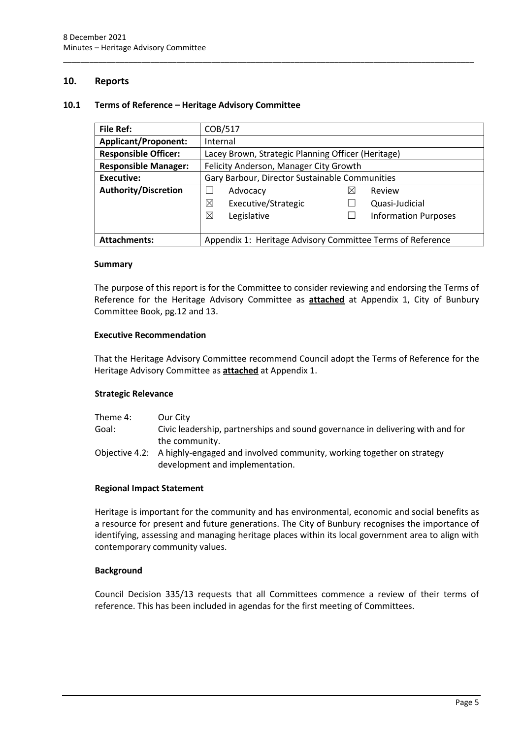## 10. Reports

### 10.1 Terms of Reference – Heritage Advisory Committee

| | | | |
|---|---|---|---|
| **File Ref:** | COB/517 | | |
| **Applicant/Proponent:** | Internal | | |
| **Responsible Officer:** | Lacey Brown, Strategic Planning Officer (Heritage) | | |
| **Responsible Manager:** | Felicity Anderson, Manager City Growth | | |
| **Executive:** | Gary Barbour, Director Sustainable Communities | | |
| **Authority/Discretion** | ☐ Advocacy | ☒ Review | |
| | ☒ Executive/Strategic | ☐ Quasi-Judicial | |
| | ☒ Legislative | ☐ Information Purposes | |
| **Attachments:** | Appendix 1: Heritage Advisory Committee Terms of Reference | | |

#### Summary

The purpose of this report is for the Committee to consider reviewing and endorsing the Terms of Reference for the Heritage Advisory Committee as **attached** at Appendix 1, City of Bunbury Committee Book, pg.12 and 13.

#### Executive Recommendation

That the Heritage Advisory Committee recommend Council adopt the Terms of Reference for the Heritage Advisory Committee as **attached** at Appendix 1.

#### Strategic Relevance

| | |
|---|---|
| Theme 4: | Our City |
| Goal: | Civic leadership, partnerships and sound governance in delivering with and for the community. |
| Objective 4.2: | A highly-engaged and involved community, working together on strategy development and implementation. |

#### Regional Impact Statement

Heritage is important for the community and has environmental, economic and social benefits as a resource for present and future generations. The City of Bunbury recognises the importance of identifying, assessing and managing heritage places within its local government area to align with contemporary community values.

#### Background

Council Decision 335/13 requests that all Committees commence a review of their terms of reference. This has been included in agendas for the first meeting of Committees.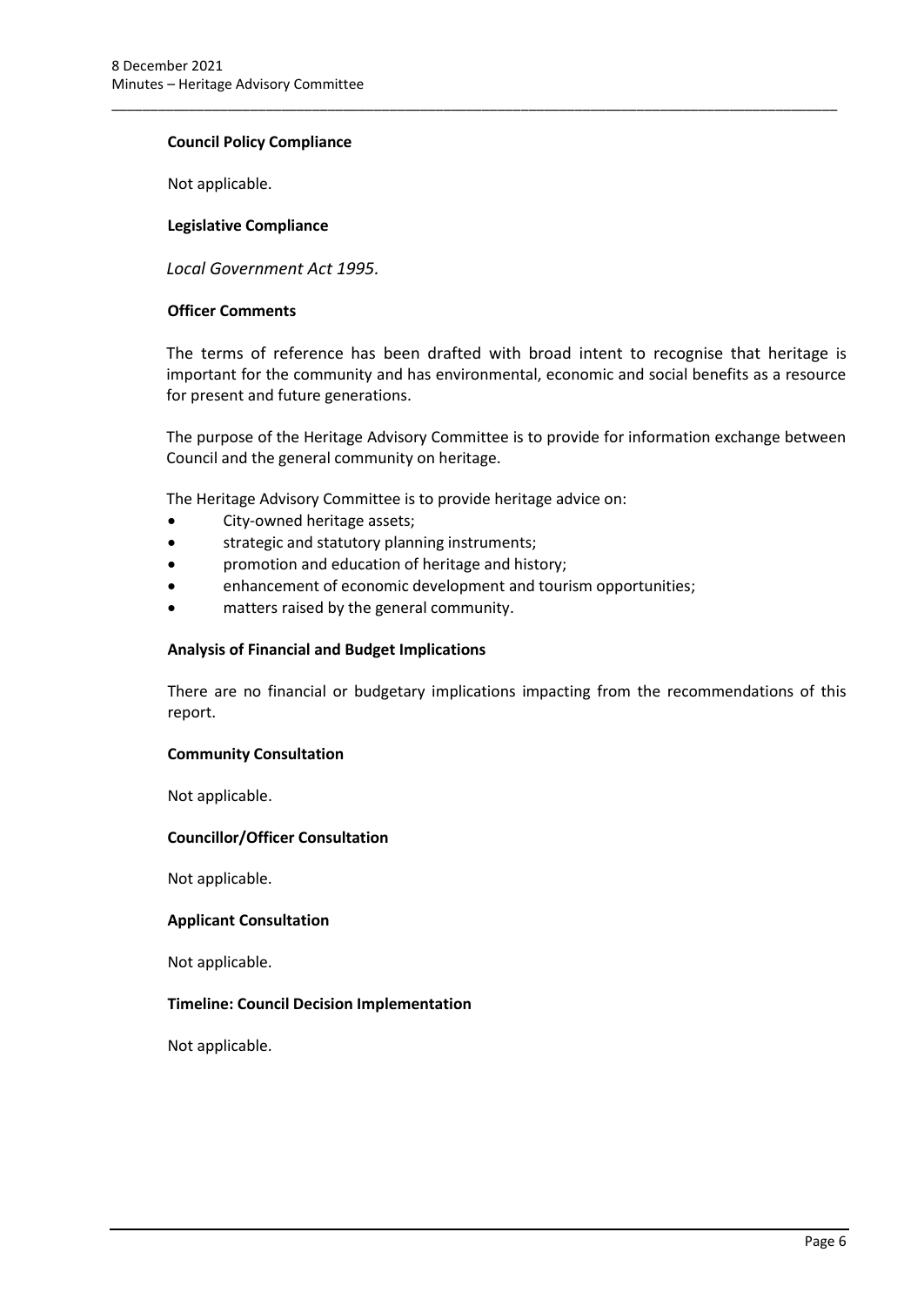**Council Policy Compliance**

Not applicable.

**Legislative Compliance**

*Local Government Act 1995.*

**Officer Comments**

The terms of reference has been drafted with broad intent to recognise that heritage is important for the community and has environmental, economic and social benefits as a resource for present and future generations.

The purpose of the Heritage Advisory Committee is to provide for information exchange between Council and the general community on heritage.

The Heritage Advisory Committee is to provide heritage advice on:

- City-owned heritage assets;
- strategic and statutory planning instruments;
- promotion and education of heritage and history;
- enhancement of economic development and tourism opportunities;
- matters raised by the general community.

**Analysis of Financial and Budget Implications**

There are no financial or budgetary implications impacting from the recommendations of this report.

**Community Consultation**

Not applicable.

**Councillor/Officer Consultation**

Not applicable.

**Applicant Consultation**

Not applicable.

**Timeline: Council Decision Implementation**

Not applicable.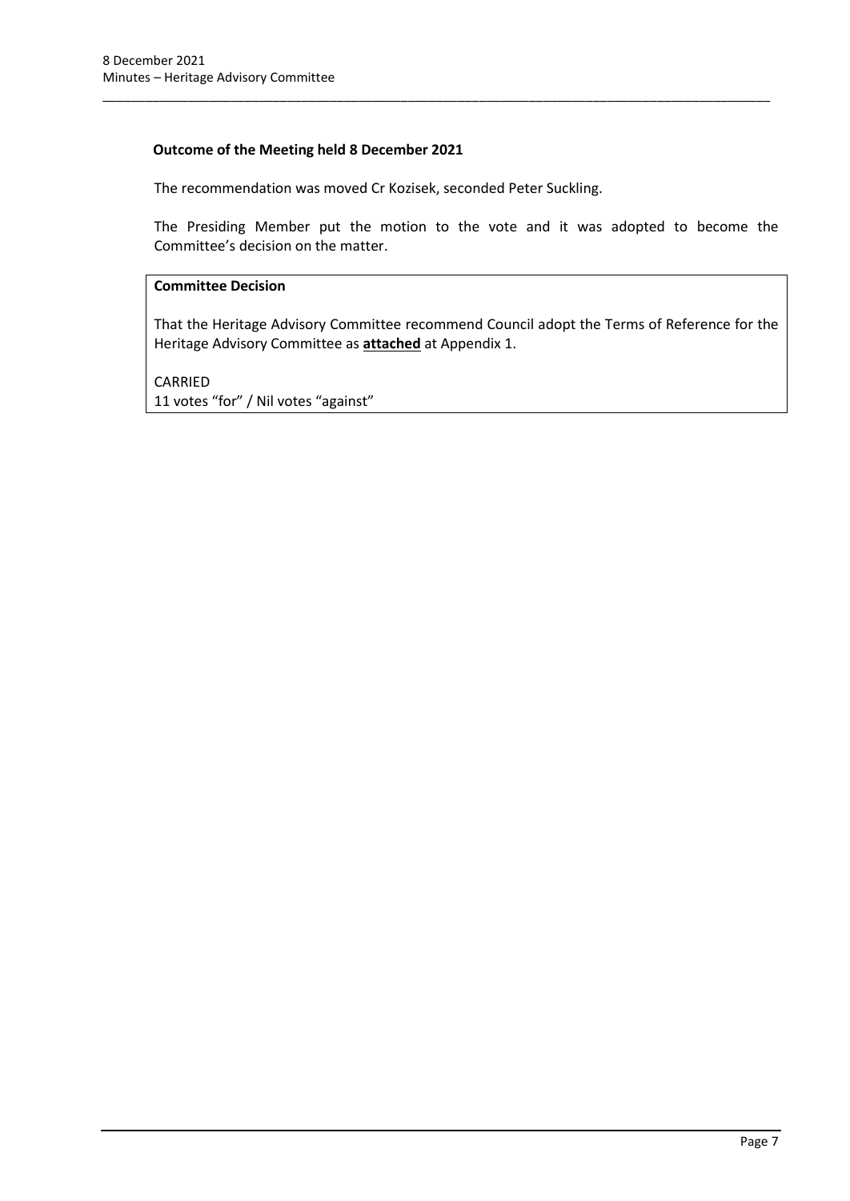**Outcome of the Meeting held 8 December 2021**

The recommendation was moved Cr Kozisek, seconded Peter Suckling.

The Presiding Member put the motion to the vote and it was adopted to become the Committee's decision on the matter.

**Committee Decision**

That the Heritage Advisory Committee recommend Council adopt the Terms of Reference for the Heritage Advisory Committee as **attached** at Appendix 1.

CARRIED
11 votes "for" / Nil votes "against"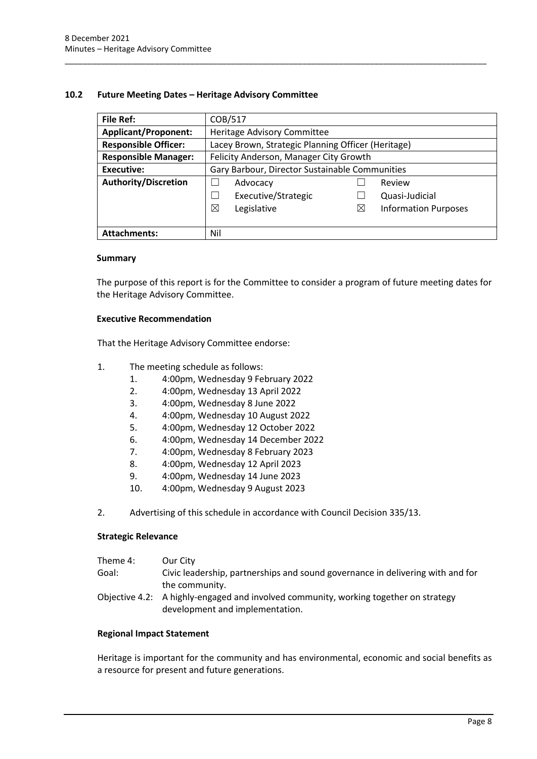## 10.2 Future Meeting Dates – Heritage Advisory Committee

| **File Ref:** | COB/517 |
|---|---|
| **Applicant/Proponent:** | Heritage Advisory Committee |
| **Responsible Officer:** | Lacey Brown, Strategic Planning Officer (Heritage) |
| **Responsible Manager:** | Felicity Anderson, Manager City Growth |
| **Executive:** | Gary Barbour, Director Sustainable Communities |
| **Authority/Discretion** | ☐ Advocacy ☐ Review<br>☐ Executive/Strategic ☐ Quasi-Judicial<br>☒ Legislative ☒ Information Purposes |
| **Attachments:** | Nil |

### Summary

The purpose of this report is for the Committee to consider a program of future meeting dates for the Heritage Advisory Committee.

### Executive Recommendation

That the Heritage Advisory Committee endorse:

1. The meeting schedule as follows:
   1. 4:00pm, Wednesday 9 February 2022
   2. 4:00pm, Wednesday 13 April 2022
   3. 4:00pm, Wednesday 8 June 2022
   4. 4:00pm, Wednesday 10 August 2022
   5. 4:00pm, Wednesday 12 October 2022
   6. 4:00pm, Wednesday 14 December 2022
   7. 4:00pm, Wednesday 8 February 2023
   8. 4:00pm, Wednesday 12 April 2023
   9. 4:00pm, Wednesday 14 June 2023
   10. 4:00pm, Wednesday 9 August 2023
2. Advertising of this schedule in accordance with Council Decision 335/13.

### Strategic Relevance

| | |
|---|---|
| Theme 4: | Our City |
| Goal: | Civic leadership, partnerships and sound governance in delivering with and for the community. |
| Objective 4.2: | A highly-engaged and involved community, working together on strategy development and implementation. |

### Regional Impact Statement

Heritage is important for the community and has environmental, economic and social benefits as a resource for present and future generations.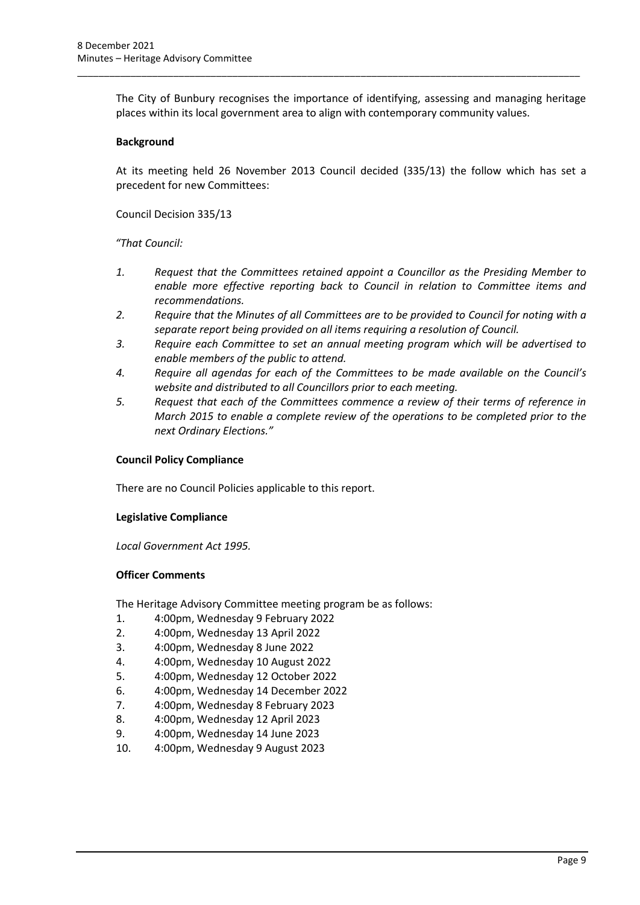The City of Bunbury recognises the importance of identifying, assessing and managing heritage places within its local government area to align with contemporary community values.

**Background**

At its meeting held 26 November 2013 Council decided (335/13) the follow which has set a precedent for new Committees:

Council Decision 335/13

*"That Council:*

1. *Request that the Committees retained appoint a Councillor as the Presiding Member to enable more effective reporting back to Council in relation to Committee items and recommendations.*
2. *Require that the Minutes of all Committees are to be provided to Council for noting with a separate report being provided on all items requiring a resolution of Council.*
3. *Require each Committee to set an annual meeting program which will be advertised to enable members of the public to attend.*
4. *Require all agendas for each of the Committees to be made available on the Council's website and distributed to all Councillors prior to each meeting.*
5. *Request that each of the Committees commence a review of their terms of reference in March 2015 to enable a complete review of the operations to be completed prior to the next Ordinary Elections."*

**Council Policy Compliance**

There are no Council Policies applicable to this report.

**Legislative Compliance**

*Local Government Act 1995.*

**Officer Comments**

The Heritage Advisory Committee meeting program be as follows:

1. 4:00pm, Wednesday 9 February 2022
2. 4:00pm, Wednesday 13 April 2022
3. 4:00pm, Wednesday 8 June 2022
4. 4:00pm, Wednesday 10 August 2022
5. 4:00pm, Wednesday 12 October 2022
6. 4:00pm, Wednesday 14 December 2022
7. 4:00pm, Wednesday 8 February 2023
8. 4:00pm, Wednesday 12 April 2023
9. 4:00pm, Wednesday 14 June 2023
10. 4:00pm, Wednesday 9 August 2023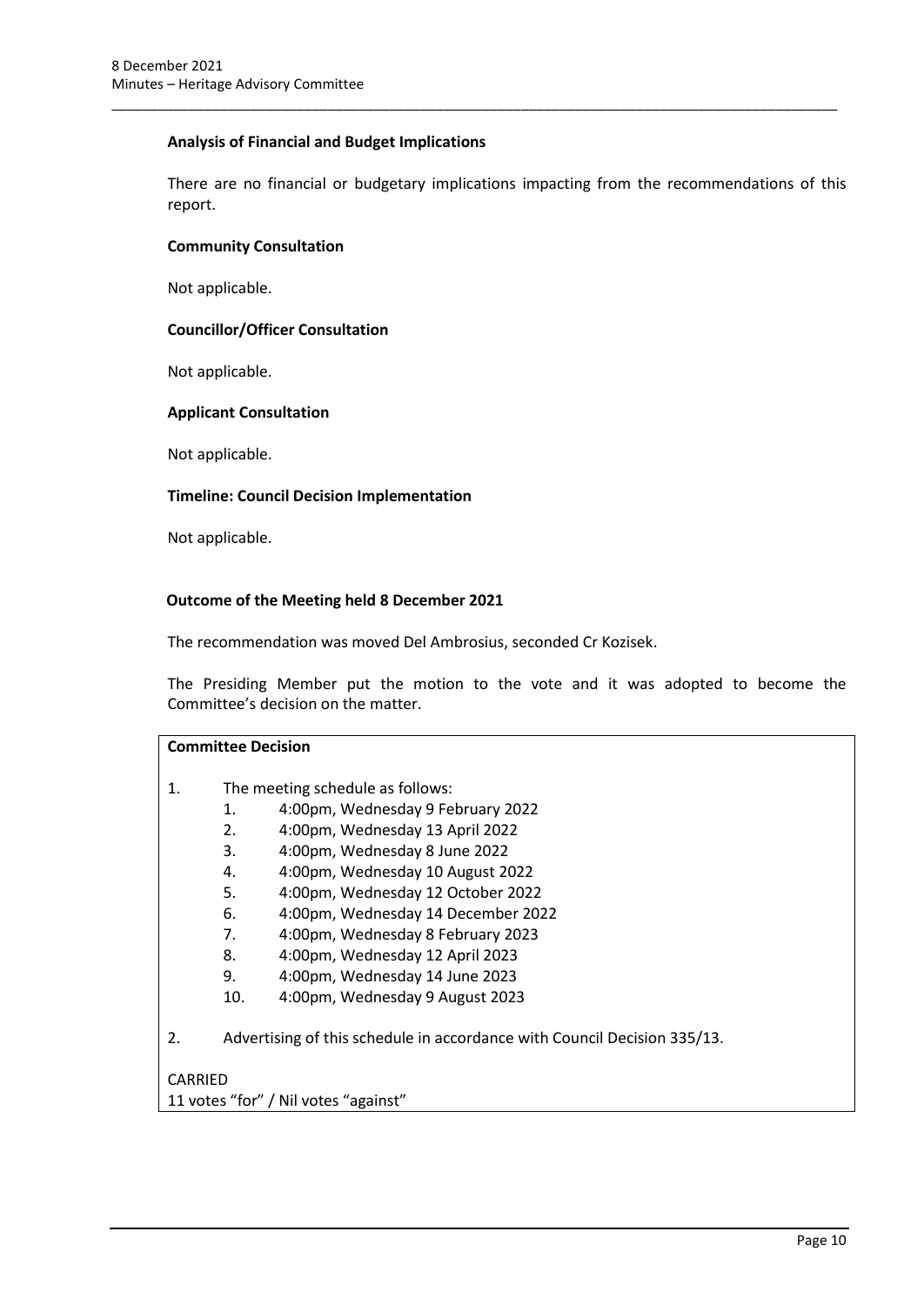**Analysis of Financial and Budget Implications**

There are no financial or budgetary implications impacting from the recommendations of this report.

**Community Consultation**

Not applicable.

**Councillor/Officer Consultation**

Not applicable.

**Applicant Consultation**

Not applicable.

**Timeline: Council Decision Implementation**

Not applicable.

**Outcome of the Meeting held 8 December 2021**

The recommendation was moved Del Ambrosius, seconded Cr Kozisek.

The Presiding Member put the motion to the vote and it was adopted to become the Committee's decision on the matter.

**Committee Decision**

1. The meeting schedule as follows:
    1. 4:00pm, Wednesday 9 February 2022
    2. 4:00pm, Wednesday 13 April 2022
    3. 4:00pm, Wednesday 8 June 2022
    4. 4:00pm, Wednesday 10 August 2022
    5. 4:00pm, Wednesday 12 October 2022
    6. 4:00pm, Wednesday 14 December 2022
    7. 4:00pm, Wednesday 8 February 2023
    8. 4:00pm, Wednesday 12 April 2023
    9. 4:00pm, Wednesday 14 June 2023
    10. 4:00pm, Wednesday 9 August 2023

2. Advertising of this schedule in accordance with Council Decision 335/13.

CARRIED
11 votes "for" / Nil votes "against"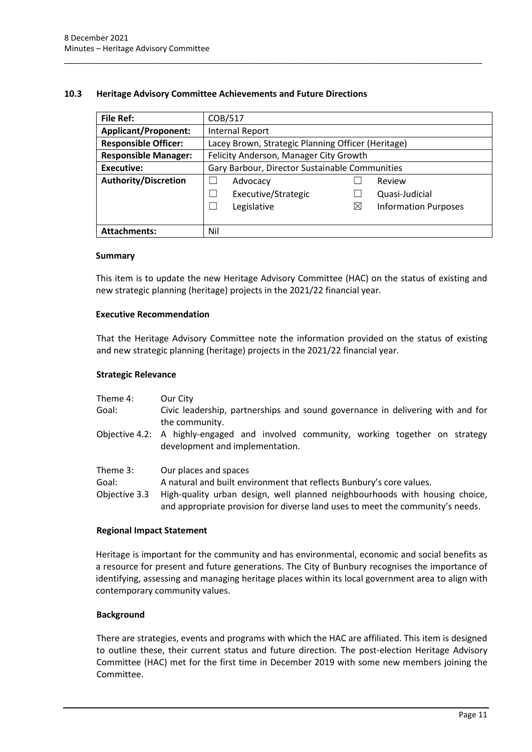## 10.3 Heritage Advisory Committee Achievements and Future Directions

| **File Ref:** | COB/517 | | | |
|---|---|---|---|---|
| **Applicant/Proponent:** | Internal Report | | | |
| **Responsible Officer:** | Lacey Brown, Strategic Planning Officer (Heritage) | | | |
| **Responsible Manager:** | Felicity Anderson, Manager City Growth | | | |
| **Executive:** | Gary Barbour, Director Sustainable Communities | | | |
| **Authority/Discretion** | ☐ | Advocacy | ☐ | Review |
| | ☐ | Executive/Strategic | ☐ | Quasi-Judicial |
| | ☐ | Legislative | ☒ | Information Purposes |
| **Attachments:** | Nil | | | |

### Summary

This item is to update the new Heritage Advisory Committee (HAC) on the status of existing and new strategic planning (heritage) projects in the 2021/22 financial year.

### Executive Recommendation

That the Heritage Advisory Committee note the information provided on the status of existing and new strategic planning (heritage) projects in the 2021/22 financial year.

### Strategic Relevance

| | |
|---|---|
| Theme 4: | Our City |
| Goal: | Civic leadership, partnerships and sound governance in delivering with and for the community. |
| Objective 4.2: | A highly-engaged and involved community, working together on strategy development and implementation. |

| | |
|---|---|
| Theme 3: | Our places and spaces |
| Goal: | A natural and built environment that reflects Bunbury's core values. |
| Objective 3.3 | High-quality urban design, well planned neighbourhoods with housing choice, and appropriate provision for diverse land uses to meet the community's needs. |

### Regional Impact Statement

Heritage is important for the community and has environmental, economic and social benefits as a resource for present and future generations. The City of Bunbury recognises the importance of identifying, assessing and managing heritage places within its local government area to align with contemporary community values.

### Background

There are strategies, events and programs with which the HAC are affiliated. This item is designed to outline these, their current status and future direction. The post-election Heritage Advisory Committee (HAC) met for the first time in December 2019 with some new members joining the Committee.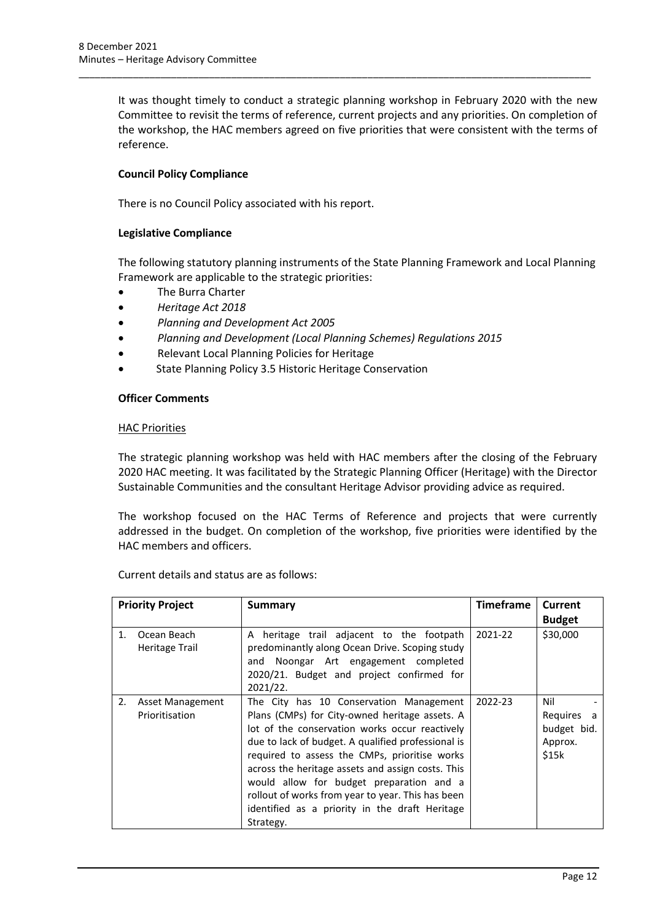It was thought timely to conduct a strategic planning workshop in February 2020 with the new Committee to revisit the terms of reference, current projects and any priorities. On completion of the workshop, the HAC members agreed on five priorities that were consistent with the terms of reference.

**Council Policy Compliance**

There is no Council Policy associated with his report.

**Legislative Compliance**

The following statutory planning instruments of the State Planning Framework and Local Planning Framework are applicable to the strategic priorities:

- The Burra Charter
- *Heritage Act 2018*
- *Planning and Development Act 2005*
- *Planning and Development (Local Planning Schemes) Regulations 2015*
- Relevant Local Planning Policies for Heritage
- State Planning Policy 3.5 Historic Heritage Conservation

**Officer Comments**

<u>HAC Priorities</u>

The strategic planning workshop was held with HAC members after the closing of the February 2020 HAC meeting. It was facilitated by the Strategic Planning Officer (Heritage) with the Director Sustainable Communities and the consultant Heritage Advisor providing advice as required.

The workshop focused on the HAC Terms of Reference and projects that were currently addressed in the budget. On completion of the workshop, five priorities were identified by the HAC members and officers.

Current details and status are as follows:

| Priority Project | Summary | Timeframe | Current Budget |
|---|---|---|---|
| 1. Ocean Beach Heritage Trail | A heritage trail adjacent to the footpath predominantly along Ocean Drive. Scoping study and Noongar Art engagement completed 2020/21. Budget and project confirmed for 2021/22. | 2021-22 | $30,000 |
| 2. Asset Management Prioritisation | The City has 10 Conservation Management Plans (CMPs) for City-owned heritage assets. A lot of the conservation works occur reactively due to lack of budget. A qualified professional is required to assess the CMPs, prioritise works across the heritage assets and assign costs. This would allow for budget preparation and a rollout of works from year to year. This has been identified as a priority in the draft Heritage Strategy. | 2022-23 | Nil - Requires a budget bid. Approx. $15k |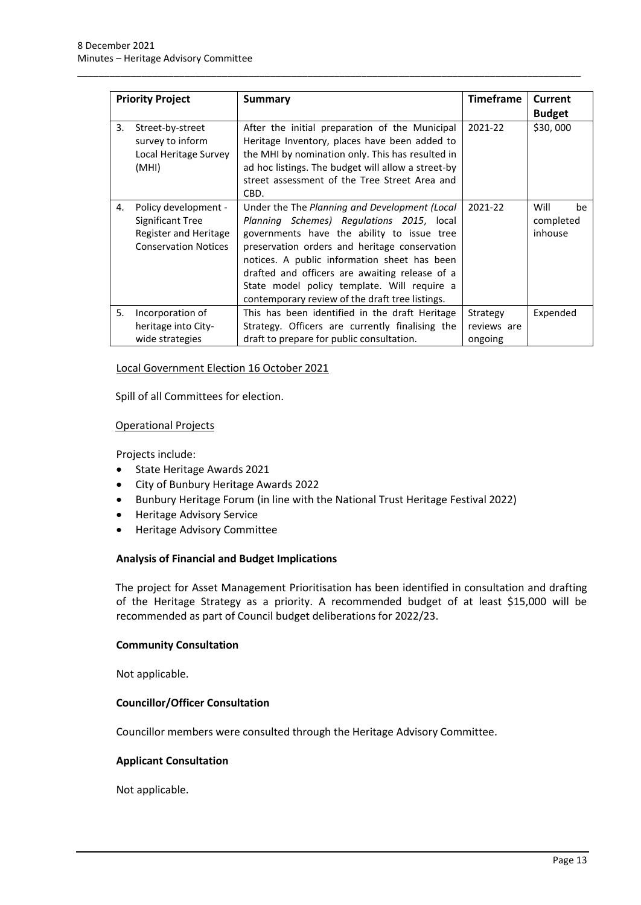| Priority Project | Summary | Timeframe | Current Budget |
|---|---|---|---|
| 3. Street-by-street survey to inform Local Heritage Survey (MHI) | After the initial preparation of the Municipal Heritage Inventory, places have been added to the MHI by nomination only. This has resulted in ad hoc listings. The budget will allow a street-by street assessment of the Tree Street Area and CBD. | 2021-22 | $30, 000 |
| 4. Policy development - Significant Tree Register and Heritage Conservation Notices | Under the The *Planning and Development (Local Planning Schemes) Regulations 2015*, local governments have the ability to issue tree preservation orders and heritage conservation notices. A public information sheet has been drafted and officers are awaiting release of a State model policy template. Will require a contemporary review of the draft tree listings. | 2021-22 | Will be completed inhouse |
| 5. Incorporation of heritage into City-wide strategies | This has been identified in the draft Heritage Strategy. Officers are currently finalising the draft to prepare for public consultation. | Strategy reviews are ongoing | Expended |

Local Government Election 16 October 2021

Spill of all Committees for election.

Operational Projects

Projects include:

- State Heritage Awards 2021
- City of Bunbury Heritage Awards 2022
- Bunbury Heritage Forum (in line with the National Trust Heritage Festival 2022)
- Heritage Advisory Service
- Heritage Advisory Committee

**Analysis of Financial and Budget Implications**

The project for Asset Management Prioritisation has been identified in consultation and drafting of the Heritage Strategy as a priority. A recommended budget of at least $15,000 will be recommended as part of Council budget deliberations for 2022/23.

**Community Consultation**

Not applicable.

**Councillor/Officer Consultation**

Councillor members were consulted through the Heritage Advisory Committee.

**Applicant Consultation**

Not applicable.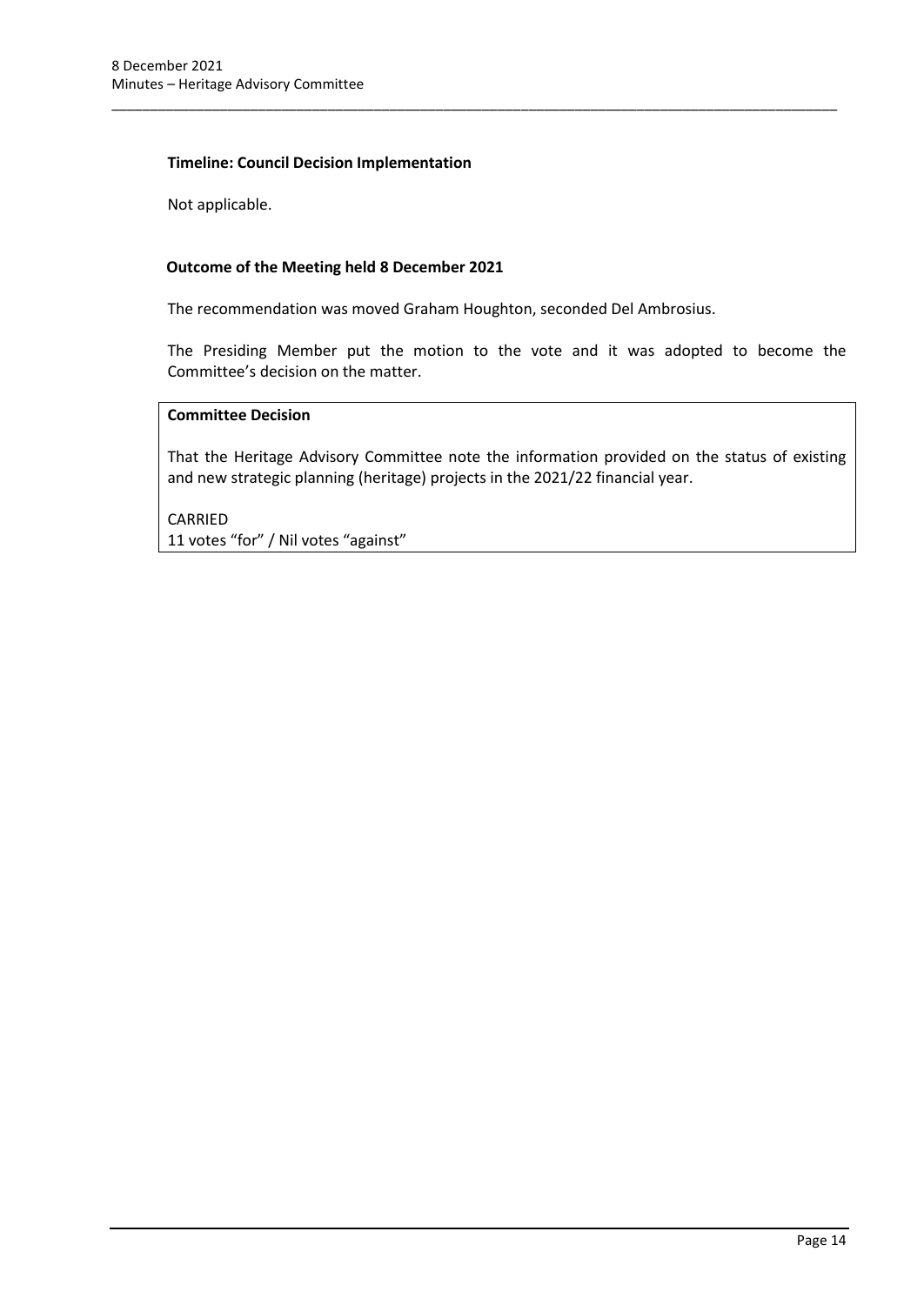**Timeline: Council Decision Implementation**

Not applicable.

**Outcome of the Meeting held 8 December 2021**

The recommendation was moved Graham Houghton, seconded Del Ambrosius.

The Presiding Member put the motion to the vote and it was adopted to become the Committee's decision on the matter.

**Committee Decision**

That the Heritage Advisory Committee note the information provided on the status of existing and new strategic planning (heritage) projects in the 2021/22 financial year.

CARRIED
11 votes "for" / Nil votes "against"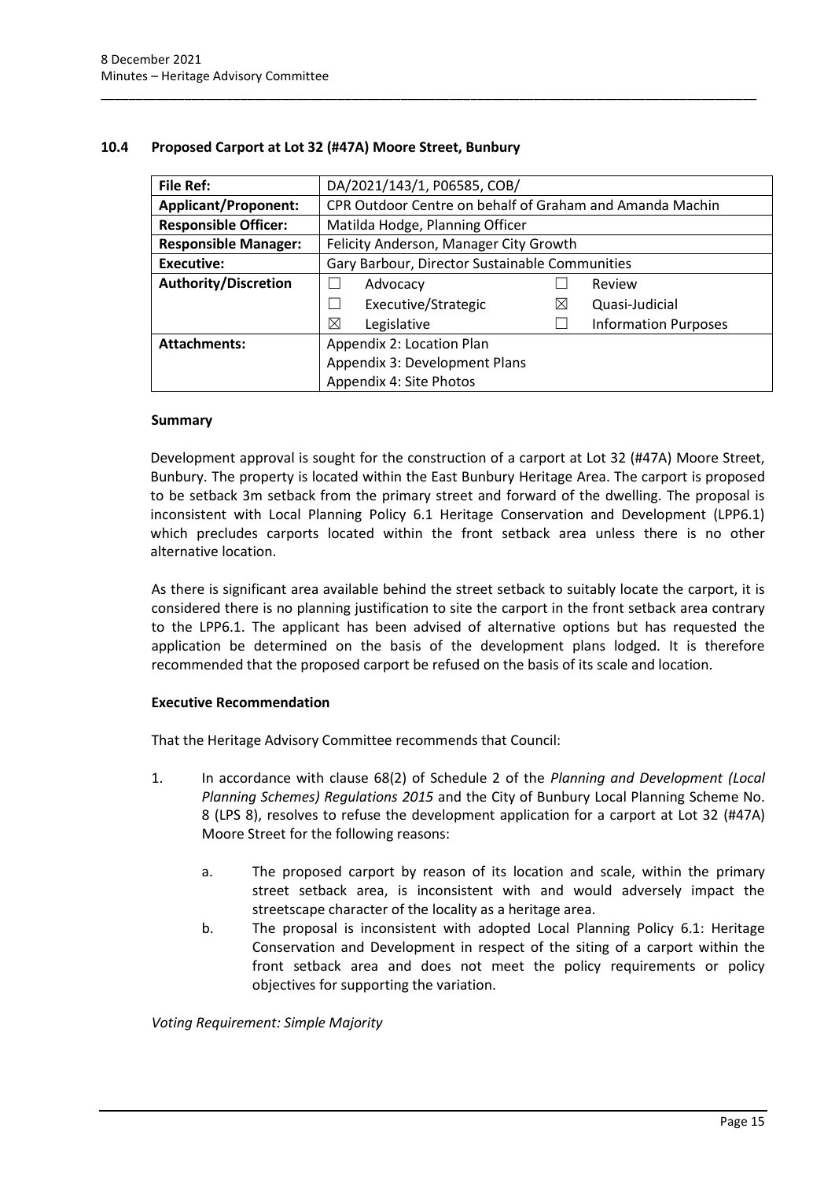## 10.4 Proposed Carport at Lot 32 (#47A) Moore Street, Bunbury

| File Ref: | DA/2021/143/1, P06585, COB/ | | | |
|---|---|---|---|---|
| **Applicant/Proponent:** | CPR Outdoor Centre on behalf of Graham and Amanda Machin | | | |
| **Responsible Officer:** | Matilda Hodge, Planning Officer | | | |
| **Responsible Manager:** | Felicity Anderson, Manager City Growth | | | |
| **Executive:** | Gary Barbour, Director Sustainable Communities | | | |
| **Authority/Discretion** | ☐ | Advocacy | ☐ | Review |
| | ☐ | Executive/Strategic | ☒ | Quasi-Judicial |
| | ☒ | Legislative | ☐ | Information Purposes |
| **Attachments:** | Appendix 2: Location Plan<br>Appendix 3: Development Plans<br>Appendix 4: Site Photos | | | |

### Summary

Development approval is sought for the construction of a carport at Lot 32 (#47A) Moore Street, Bunbury. The property is located within the East Bunbury Heritage Area. The carport is proposed to be setback 3m setback from the primary street and forward of the dwelling. The proposal is inconsistent with Local Planning Policy 6.1 Heritage Conservation and Development (LPP6.1) which precludes carports located within the front setback area unless there is no other alternative location.

As there is significant area available behind the street setback to suitably locate the carport, it is considered there is no planning justification to site the carport in the front setback area contrary to the LPP6.1. The applicant has been advised of alternative options but has requested the application be determined on the basis of the development plans lodged. It is therefore recommended that the proposed carport be refused on the basis of its scale and location.

### Executive Recommendation

That the Heritage Advisory Committee recommends that Council:

1. In accordance with clause 68(2) of Schedule 2 of the *Planning and Development (Local Planning Schemes) Regulations 2015* and the City of Bunbury Local Planning Scheme No. 8 (LPS 8), resolves to refuse the development application for a carport at Lot 32 (#47A) Moore Street for the following reasons:

   a. The proposed carport by reason of its location and scale, within the primary street setback area, is inconsistent with and would adversely impact the streetscape character of the locality as a heritage area.

   b. The proposal is inconsistent with adopted Local Planning Policy 6.1: Heritage Conservation and Development in respect of the siting of a carport within the front setback area and does not meet the policy requirements or policy objectives for supporting the variation.

*Voting Requirement: Simple Majority*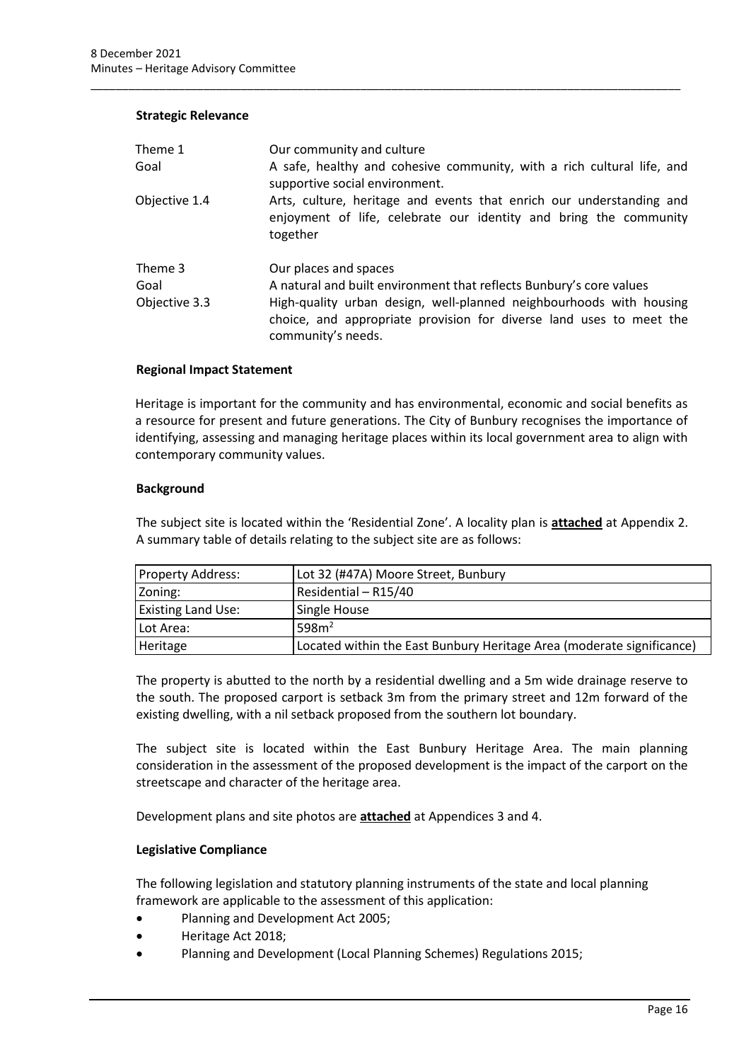**Strategic Relevance**

| | |
|---|---|
| Theme 1 | Our community and culture |
| Goal | A safe, healthy and cohesive community, with a rich cultural life, and supportive social environment. |
| Objective 1.4 | Arts, culture, heritage and events that enrich our understanding and enjoyment of life, celebrate our identity and bring the community together |
| Theme 3 | Our places and spaces |
| Goal | A natural and built environment that reflects Bunbury's core values |
| Objective 3.3 | High-quality urban design, well-planned neighbourhoods with housing choice, and appropriate provision for diverse land uses to meet the community's needs. |

**Regional Impact Statement**

Heritage is important for the community and has environmental, economic and social benefits as a resource for present and future generations. The City of Bunbury recognises the importance of identifying, assessing and managing heritage places within its local government area to align with contemporary community values.

**Background**

The subject site is located within the 'Residential Zone'. A locality plan is **attached** at Appendix 2. A summary table of details relating to the subject site are as follows:

| | |
|---|---|
| Property Address: | Lot 32 (#47A) Moore Street, Bunbury |
| Zoning: | Residential – R15/40 |
| Existing Land Use: | Single House |
| Lot Area: | 598m$^2$ |
| Heritage | Located within the East Bunbury Heritage Area (moderate significance) |

The property is abutted to the north by a residential dwelling and a 5m wide drainage reserve to the south. The proposed carport is setback 3m from the primary street and 12m forward of the existing dwelling, with a nil setback proposed from the southern lot boundary.

The subject site is located within the East Bunbury Heritage Area. The main planning consideration in the assessment of the proposed development is the impact of the carport on the streetscape and character of the heritage area.

Development plans and site photos are **attached** at Appendices 3 and 4.

**Legislative Compliance**

The following legislation and statutory planning instruments of the state and local planning framework are applicable to the assessment of this application:

- Planning and Development Act 2005;
- Heritage Act 2018;
- Planning and Development (Local Planning Schemes) Regulations 2015;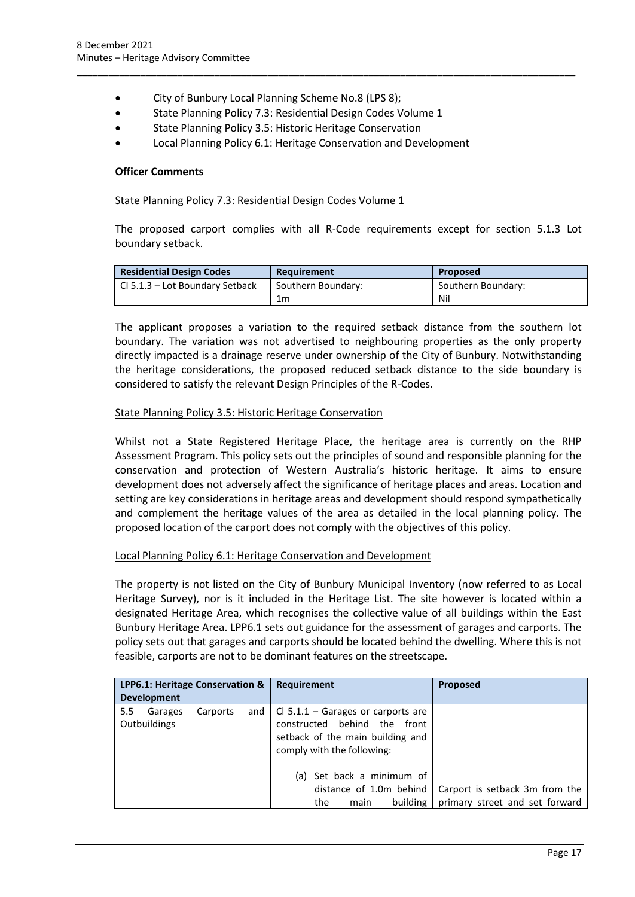- City of Bunbury Local Planning Scheme No.8 (LPS 8);
- State Planning Policy 7.3: Residential Design Codes Volume 1
- State Planning Policy 3.5: Historic Heritage Conservation
- Local Planning Policy 6.1: Heritage Conservation and Development

**Officer Comments**

State Planning Policy 7.3: Residential Design Codes Volume 1

The proposed carport complies with all R-Code requirements except for section 5.1.3 Lot boundary setback.

| Residential Design Codes | Requirement | Proposed |
|---|---|---|
| Cl 5.1.3 – Lot Boundary Setback | Southern Boundary: 1m | Southern Boundary: Nil |

The applicant proposes a variation to the required setback distance from the southern lot boundary. The variation was not advertised to neighbouring properties as the only property directly impacted is a drainage reserve under ownership of the City of Bunbury. Notwithstanding the heritage considerations, the proposed reduced setback distance to the side boundary is considered to satisfy the relevant Design Principles of the R-Codes.

State Planning Policy 3.5: Historic Heritage Conservation

Whilst not a State Registered Heritage Place, the heritage area is currently on the RHP Assessment Program. This policy sets out the principles of sound and responsible planning for the conservation and protection of Western Australia's historic heritage. It aims to ensure development does not adversely affect the significance of heritage places and areas. Location and setting are key considerations in heritage areas and development should respond sympathetically and complement the heritage values of the area as detailed in the local planning policy. The proposed location of the carport does not comply with the objectives of this policy.

Local Planning Policy 6.1: Heritage Conservation and Development

The property is not listed on the City of Bunbury Municipal Inventory (now referred to as Local Heritage Survey), nor is it included in the Heritage List. The site however is located within a designated Heritage Area, which recognises the collective value of all buildings within the East Bunbury Heritage Area. LPP6.1 sets out guidance for the assessment of garages and carports. The policy sets out that garages and carports should be located behind the dwelling. Where this is not feasible, carports are not to be dominant features on the streetscape.

| LPP6.1: Heritage Conservation & Development | Requirement | Proposed |
|---|---|---|
| 5.5 Garages Carports and Outbuildings | Cl 5.1.1 – Garages or carports are constructed behind the front setback of the main building and comply with the following:<br><br>(a) Set back a minimum of distance of 1.0m behind the main building | Carport is setback 3m from the primary street and set forward |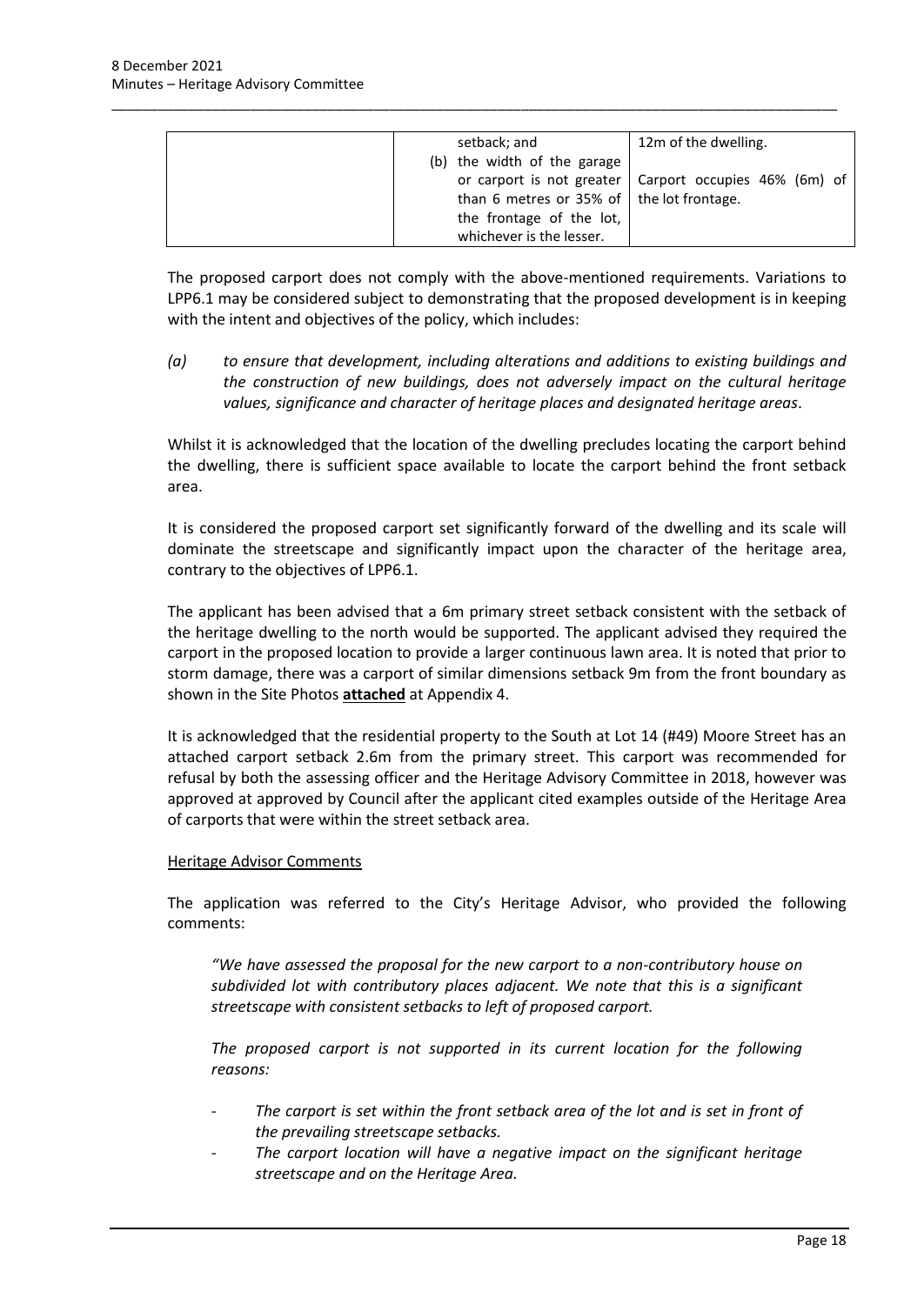| | setback; and<br>(b) the width of the garage or carport is not greater than 6 metres or 35% of the frontage of the lot, whichever is the lesser. | 12m of the dwelling.<br><br>Carport occupies 46% (6m) of the lot frontage. |
|---|---|---|

The proposed carport does not comply with the above-mentioned requirements. Variations to LPP6.1 may be considered subject to demonstrating that the proposed development is in keeping with the intent and objectives of the policy, which includes:

*(a) to ensure that development, including alterations and additions to existing buildings and the construction of new buildings, does not adversely impact on the cultural heritage values, significance and character of heritage places and designated heritage areas*.

Whilst it is acknowledged that the location of the dwelling precludes locating the carport behind the dwelling, there is sufficient space available to locate the carport behind the front setback area.

It is considered the proposed carport set significantly forward of the dwelling and its scale will dominate the streetscape and significantly impact upon the character of the heritage area, contrary to the objectives of LPP6.1.

The applicant has been advised that a 6m primary street setback consistent with the setback of the heritage dwelling to the north would be supported. The applicant advised they required the carport in the proposed location to provide a larger continuous lawn area. It is noted that prior to storm damage, there was a carport of similar dimensions setback 9m from the front boundary as shown in the Site Photos **attached** at Appendix 4.

It is acknowledged that the residential property to the South at Lot 14 (#49) Moore Street has an attached carport setback 2.6m from the primary street. This carport was recommended for refusal by both the assessing officer and the Heritage Advisory Committee in 2018, however was approved at approved by Council after the applicant cited examples outside of the Heritage Area of carports that were within the street setback area.

Heritage Advisor Comments

The application was referred to the City's Heritage Advisor, who provided the following comments:

*"We have assessed the proposal for the new carport to a non-contributory house on subdivided lot with contributory places adjacent. We note that this is a significant streetscape with consistent setbacks to left of proposed carport.*

*The proposed carport is not supported in its current location for the following reasons:*

- *The carport is set within the front setback area of the lot and is set in front of the prevailing streetscape setbacks.*
- *The carport location will have a negative impact on the significant heritage streetscape and on the Heritage Area.*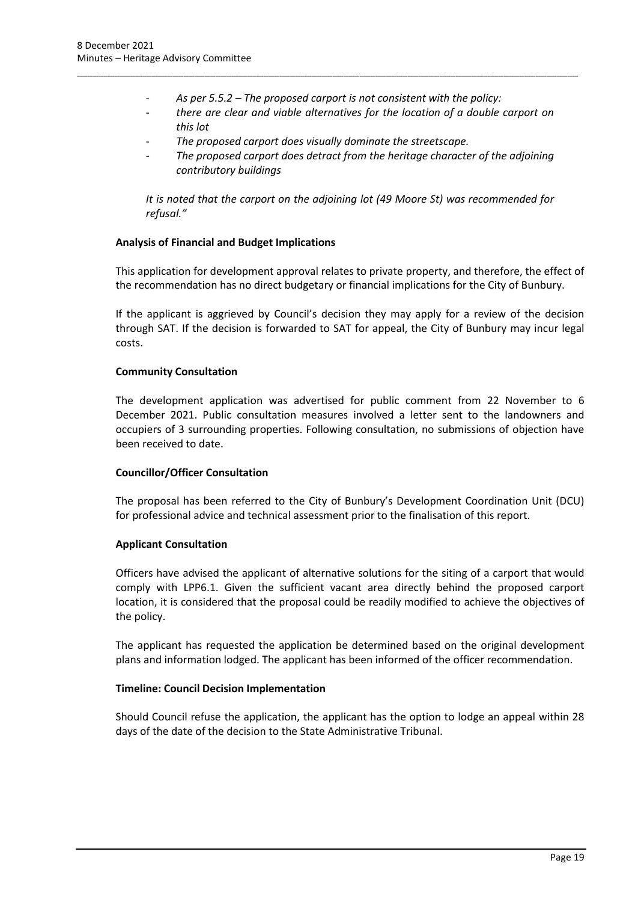- *As per 5.5.2 – The proposed carport is not consistent with the policy:*
- *there are clear and viable alternatives for the location of a double carport on this lot*
- *The proposed carport does visually dominate the streetscape.*
- *The proposed carport does detract from the heritage character of the adjoining contributory buildings*

*It is noted that the carport on the adjoining lot (49 Moore St) was recommended for refusal."*

**Analysis of Financial and Budget Implications**

This application for development approval relates to private property, and therefore, the effect of the recommendation has no direct budgetary or financial implications for the City of Bunbury.

If the applicant is aggrieved by Council's decision they may apply for a review of the decision through SAT. If the decision is forwarded to SAT for appeal, the City of Bunbury may incur legal costs.

**Community Consultation**

The development application was advertised for public comment from 22 November to 6 December 2021. Public consultation measures involved a letter sent to the landowners and occupiers of 3 surrounding properties. Following consultation, no submissions of objection have been received to date.

**Councillor/Officer Consultation**

The proposal has been referred to the City of Bunbury's Development Coordination Unit (DCU) for professional advice and technical assessment prior to the finalisation of this report.

**Applicant Consultation**

Officers have advised the applicant of alternative solutions for the siting of a carport that would comply with LPP6.1. Given the sufficient vacant area directly behind the proposed carport location, it is considered that the proposal could be readily modified to achieve the objectives of the policy.

The applicant has requested the application be determined based on the original development plans and information lodged. The applicant has been informed of the officer recommendation.

**Timeline: Council Decision Implementation**

Should Council refuse the application, the applicant has the option to lodge an appeal within 28 days of the date of the decision to the State Administrative Tribunal.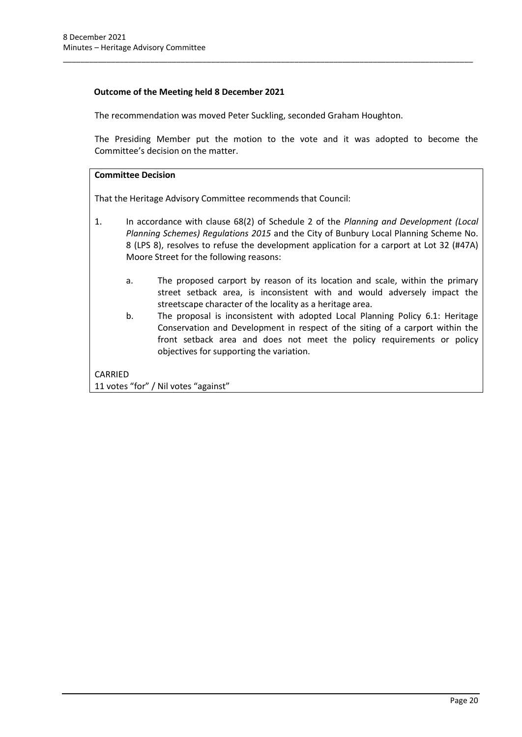**Outcome of the Meeting held 8 December 2021**

The recommendation was moved Peter Suckling, seconded Graham Houghton.

The Presiding Member put the motion to the vote and it was adopted to become the Committee's decision on the matter.

**Committee Decision**

That the Heritage Advisory Committee recommends that Council:

1. In accordance with clause 68(2) of Schedule 2 of the *Planning and Development (Local Planning Schemes) Regulations 2015* and the City of Bunbury Local Planning Scheme No. 8 (LPS 8), resolves to refuse the development application for a carport at Lot 32 (#47A) Moore Street for the following reasons:

   a. The proposed carport by reason of its location and scale, within the primary street setback area, is inconsistent with and would adversely impact the streetscape character of the locality as a heritage area.

   b. The proposal is inconsistent with adopted Local Planning Policy 6.1: Heritage Conservation and Development in respect of the siting of a carport within the front setback area and does not meet the policy requirements or policy objectives for supporting the variation.

CARRIED
11 votes "for" / Nil votes "against"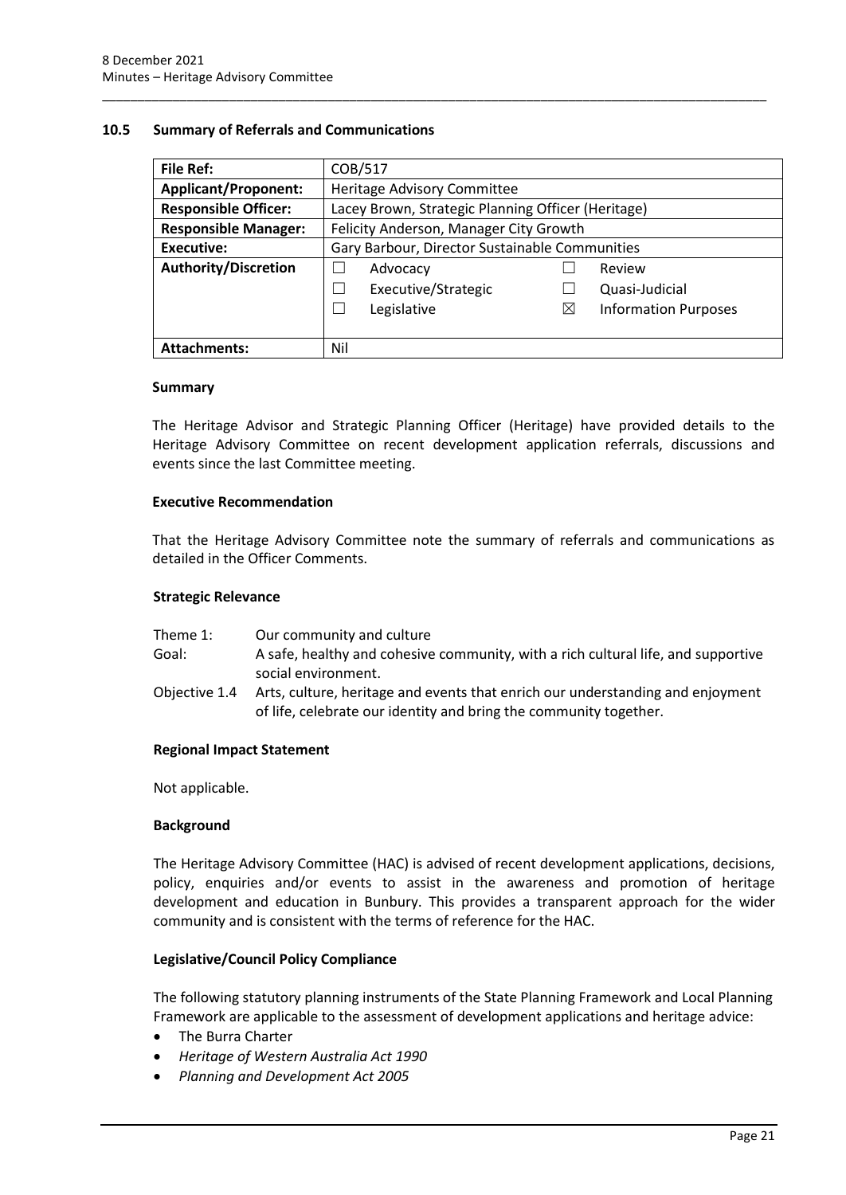## 10.5 Summary of Referrals and Communications

| File Ref: | COB/517 | | | |
|---|---|---|---|---|
| **Applicant/Proponent:** | Heritage Advisory Committee | | | |
| **Responsible Officer:** | Lacey Brown, Strategic Planning Officer (Heritage) | | | |
| **Responsible Manager:** | Felicity Anderson, Manager City Growth | | | |
| **Executive:** | Gary Barbour, Director Sustainable Communities | | | |
| **Authority/Discretion** | ☐ | Advocacy | ☐ | Review |
| | ☐ | Executive/Strategic | ☐ | Quasi-Judicial |
| | ☐ | Legislative | ☒ | Information Purposes |
| **Attachments:** | Nil | | | |

### Summary

The Heritage Advisor and Strategic Planning Officer (Heritage) have provided details to the Heritage Advisory Committee on recent development application referrals, discussions and events since the last Committee meeting.

### Executive Recommendation

That the Heritage Advisory Committee note the summary of referrals and communications as detailed in the Officer Comments.

### Strategic Relevance

Theme 1: Our community and culture

Goal: A safe, healthy and cohesive community, with a rich cultural life, and supportive social environment.

Objective 1.4 Arts, culture, heritage and events that enrich our understanding and enjoyment of life, celebrate our identity and bring the community together.

### Regional Impact Statement

Not applicable.

### Background

The Heritage Advisory Committee (HAC) is advised of recent development applications, decisions, policy, enquiries and/or events to assist in the awareness and promotion of heritage development and education in Bunbury. This provides a transparent approach for the wider community and is consistent with the terms of reference for the HAC.

### Legislative/Council Policy Compliance

The following statutory planning instruments of the State Planning Framework and Local Planning Framework are applicable to the assessment of development applications and heritage advice:

- The Burra Charter
- *Heritage of Western Australia Act 1990*
- *Planning and Development Act 2005*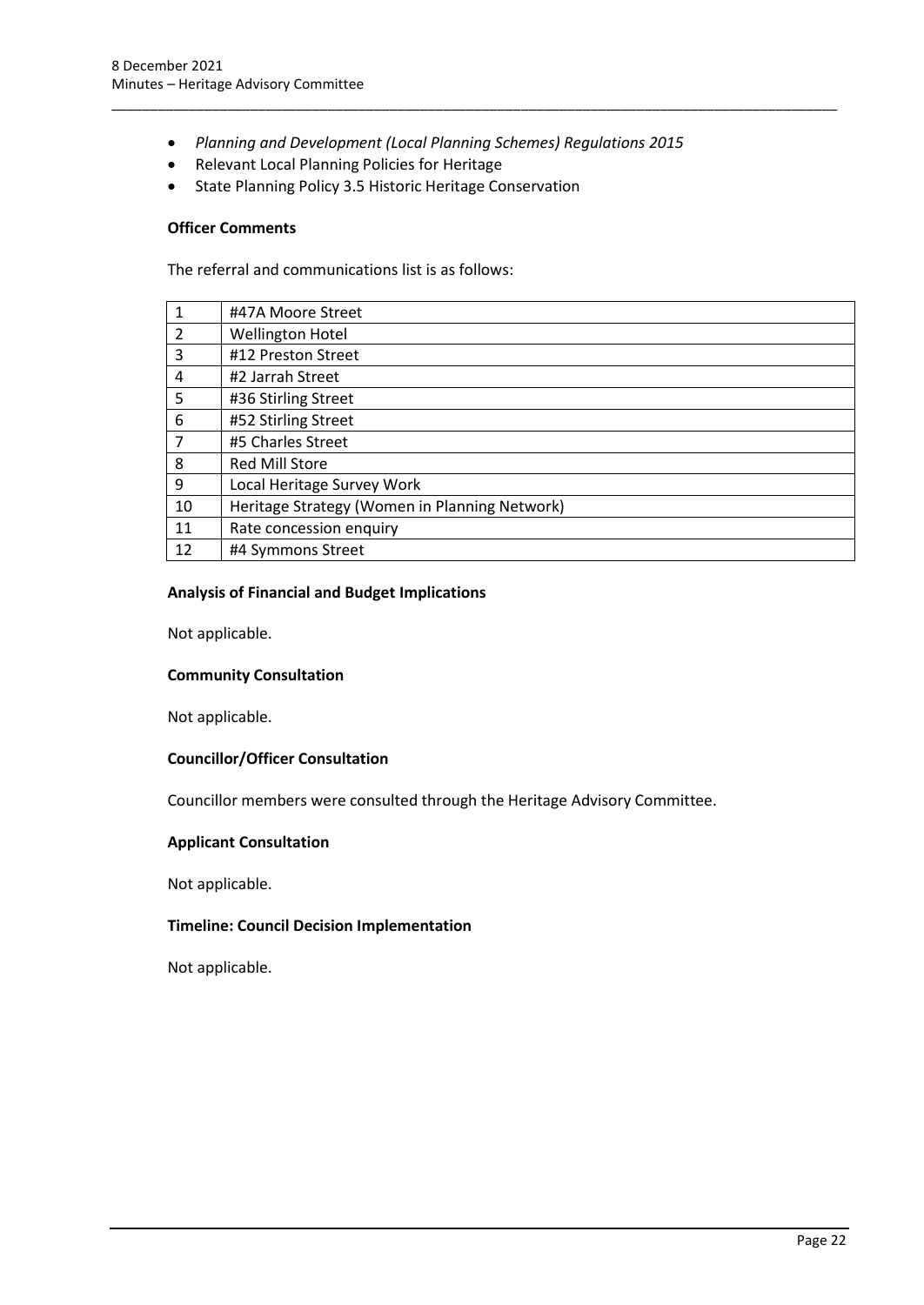- *Planning and Development (Local Planning Schemes) Regulations 2015*
- Relevant Local Planning Policies for Heritage
- State Planning Policy 3.5 Historic Heritage Conservation

**Officer Comments**

The referral and communications list is as follows:

| | |
|---|---|
| 1 | #47A Moore Street |
| 2 | Wellington Hotel |
| 3 | #12 Preston Street |
| 4 | #2 Jarrah Street |
| 5 | #36 Stirling Street |
| 6 | #52 Stirling Street |
| 7 | #5 Charles Street |
| 8 | Red Mill Store |
| 9 | Local Heritage Survey Work |
| 10 | Heritage Strategy (Women in Planning Network) |
| 11 | Rate concession enquiry |
| 12 | #4 Symmons Street |

**Analysis of Financial and Budget Implications**

Not applicable.

**Community Consultation**

Not applicable.

**Councillor/Officer Consultation**

Councillor members were consulted through the Heritage Advisory Committee.

**Applicant Consultation**

Not applicable.

**Timeline: Council Decision Implementation**

Not applicable.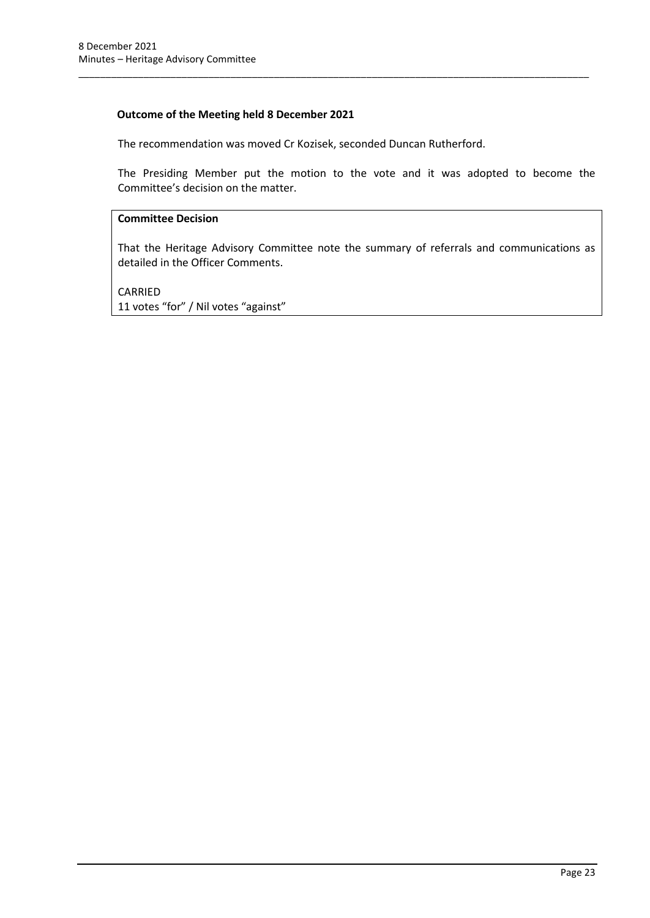**Outcome of the Meeting held 8 December 2021**

The recommendation was moved Cr Kozisek, seconded Duncan Rutherford.

The Presiding Member put the motion to the vote and it was adopted to become the Committee's decision on the matter.

**Committee Decision**

That the Heritage Advisory Committee note the summary of referrals and communications as detailed in the Officer Comments.

CARRIED
11 votes "for" / Nil votes "against"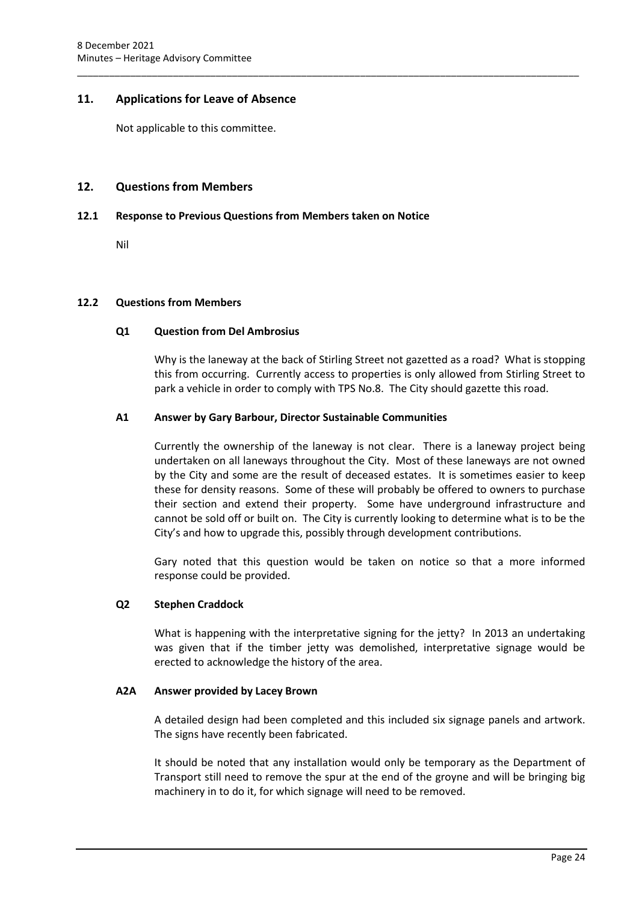## 11. Applications for Leave of Absence

Not applicable to this committee.

## 12. Questions from Members

### 12.1 Response to Previous Questions from Members taken on Notice

Nil

### 12.2 Questions from Members

#### Q1 Question from Del Ambrosius

Why is the laneway at the back of Stirling Street not gazetted as a road? What is stopping this from occurring. Currently access to properties is only allowed from Stirling Street to park a vehicle in order to comply with TPS No.8. The City should gazette this road.

#### A1 Answer by Gary Barbour, Director Sustainable Communities

Currently the ownership of the laneway is not clear. There is a laneway project being undertaken on all laneways throughout the City. Most of these laneways are not owned by the City and some are the result of deceased estates. It is sometimes easier to keep these for density reasons. Some of these will probably be offered to owners to purchase their section and extend their property. Some have underground infrastructure and cannot be sold off or built on. The City is currently looking to determine what is to be the City's and how to upgrade this, possibly through development contributions.

Gary noted that this question would be taken on notice so that a more informed response could be provided.

#### Q2 Stephen Craddock

What is happening with the interpretative signing for the jetty? In 2013 an undertaking was given that if the timber jetty was demolished, interpretative signage would be erected to acknowledge the history of the area.

#### A2A Answer provided by Lacey Brown

A detailed design had been completed and this included six signage panels and artwork. The signs have recently been fabricated.

It should be noted that any installation would only be temporary as the Department of Transport still need to remove the spur at the end of the groyne and will be bringing big machinery in to do it, for which signage will need to be removed.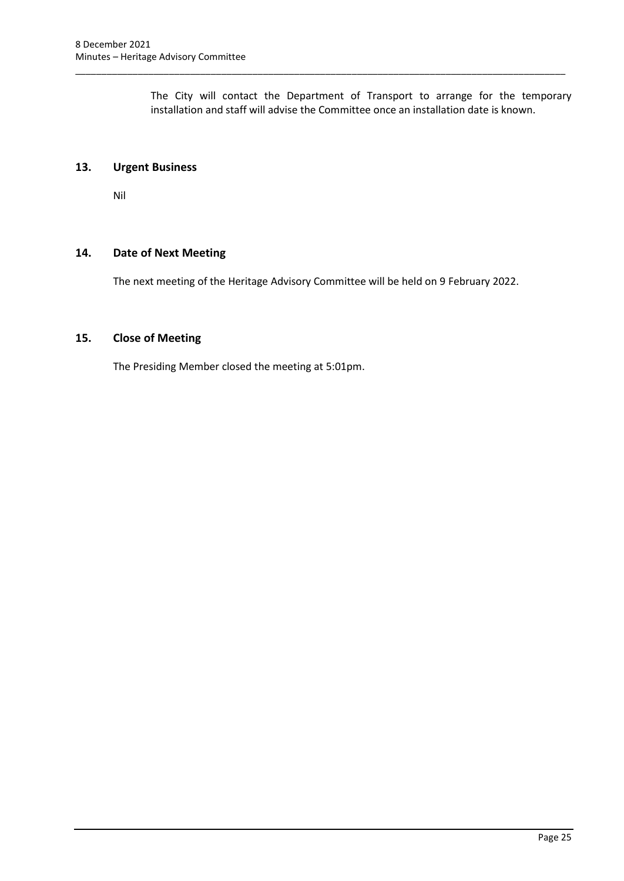The City will contact the Department of Transport to arrange for the temporary installation and staff will advise the Committee once an installation date is known.

## 13. Urgent Business

Nil

## 14. Date of Next Meeting

The next meeting of the Heritage Advisory Committee will be held on 9 February 2022.

## 15. Close of Meeting

The Presiding Member closed the meeting at 5:01pm.